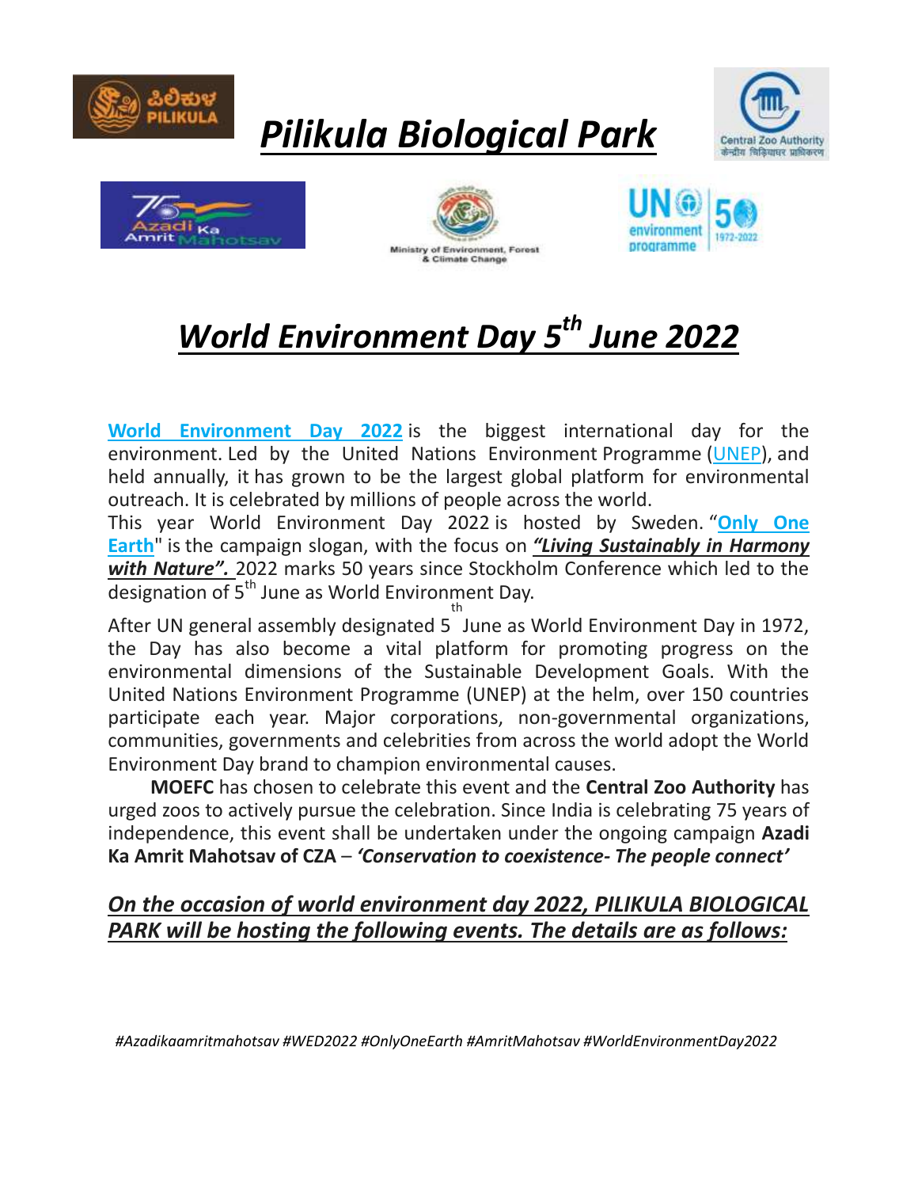# *Pilikula Biological Park*

## *World Environment Day 5th June 2022*

**World Environment Day 2022** is the biggest international day for the environment. Led by the United Nations Environment Programme (UNEP), and held annually, it has grown to be the largest global platform for environmental outreach. It is celebrated by millions of people across the world.

This year World Environment Day 2022 is hosted by Sweden. "**Only One Earth**" is the campaign slogan, with the focus on ***"Living Sustainably in Harmony with Nature".*** 2022 marks 50 years since Stockholm Conference which led to the designation of 5th June as World Environment Day.

After UN general assembly designated 5th June as World Environment Day in 1972, the Day has also become a vital platform for promoting progress on the environmental dimensions of the Sustainable Development Goals. With the United Nations Environment Programme (UNEP) at the helm, over 150 countries participate each year. Major corporations, non-governmental organizations, communities, governments and celebrities from across the world adopt the World Environment Day brand to champion environmental causes.

**MOEFC** has chosen to celebrate this event and the **Central Zoo Authority** has urged zoos to actively pursue the celebration. Since India is celebrating 75 years of independence, this event shall be undertaken under the ongoing campaign **Azadi Ka Amrit Mahotsav of CZA** – ***'Conservation to coexistence- The people connect'***

### *On the occasion of world environment day 2022, PILIKULA BIOLOGICAL PARK will be hosting the following events. The details are as follows:*

*#Azadikaamritmahotsav #WED2022 #OnlyOneEarth #AmritMahotsav #WorldEnvironmentDay2022*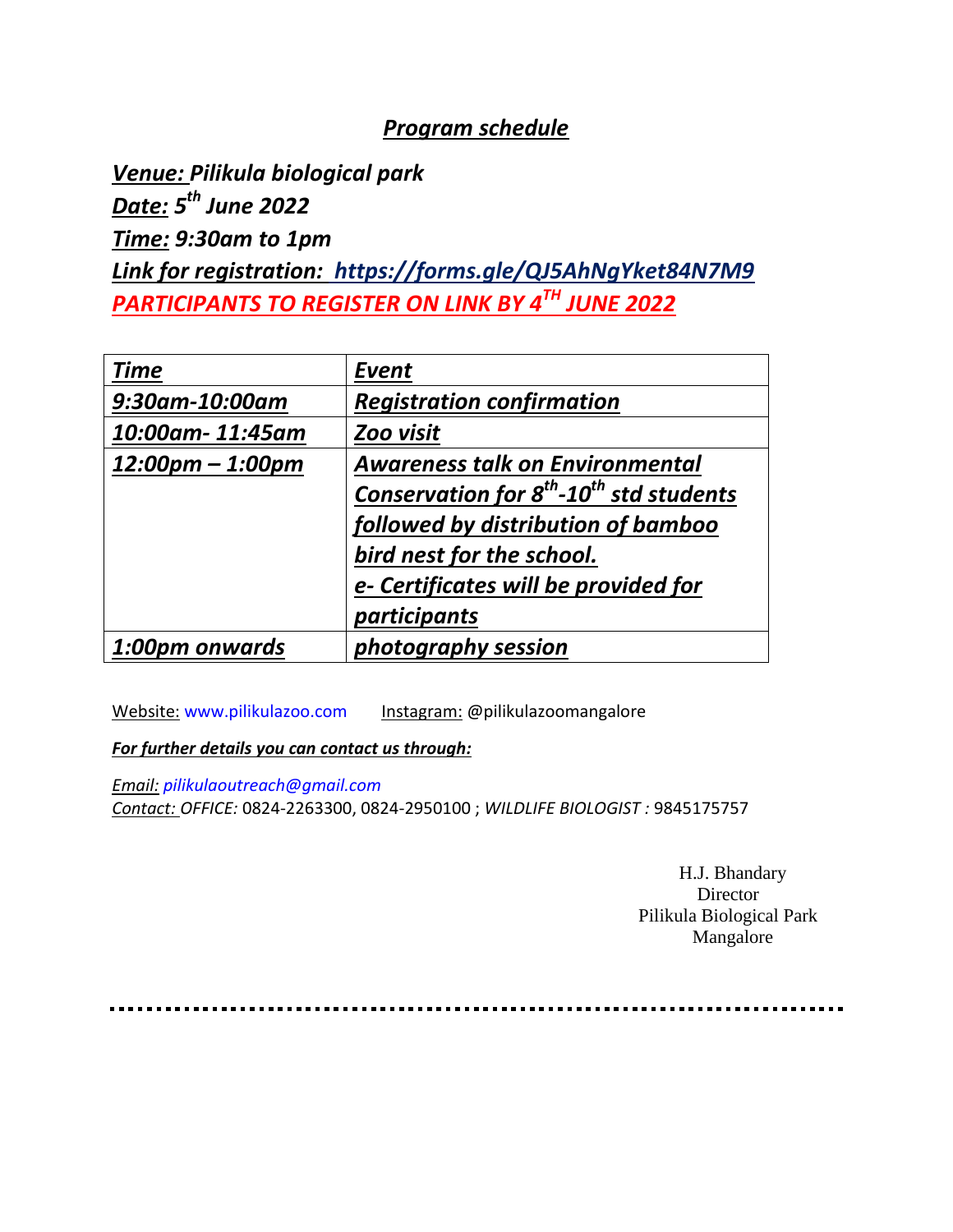## *Program schedule*

***Venue:* *Pilikula biological park***

***Date:* *5th June 2022***

***Time:* *9:30am to 1pm***

***Link for registration:* *https://forms.gle/QJ5AhNgYket84N7M9***

***PARTICIPANTS TO REGISTER ON LINK BY 4TH JUNE 2022***

| *Time* | *Event* |
| --- | --- |
| *9:30am-10:00am* | *Registration confirmation* |
| *10:00am- 11:45am* | *Zoo visit* |
| *12:00pm – 1:00pm* | *Awareness talk on Environmental Conservation for 8th-10th std students followed by distribution of bamboo bird nest for the school.* *e- Certificates will be provided for participants* |
| *1:00pm onwards* | *photography session* |

Website: www.pilikulazoo.com Instagram: @pilikulazoomangalore

***For further details you can contact us through:***

*Email:* *pilikulaoutreach@gmail.com*

*Contact:* *OFFICE:* 0824-2263300, 0824-2950100 ; *WILDLIFE BIOLOGIST :* 9845175757

H.J. Bhandary
Director
Pilikula Biological Park
Mangalore